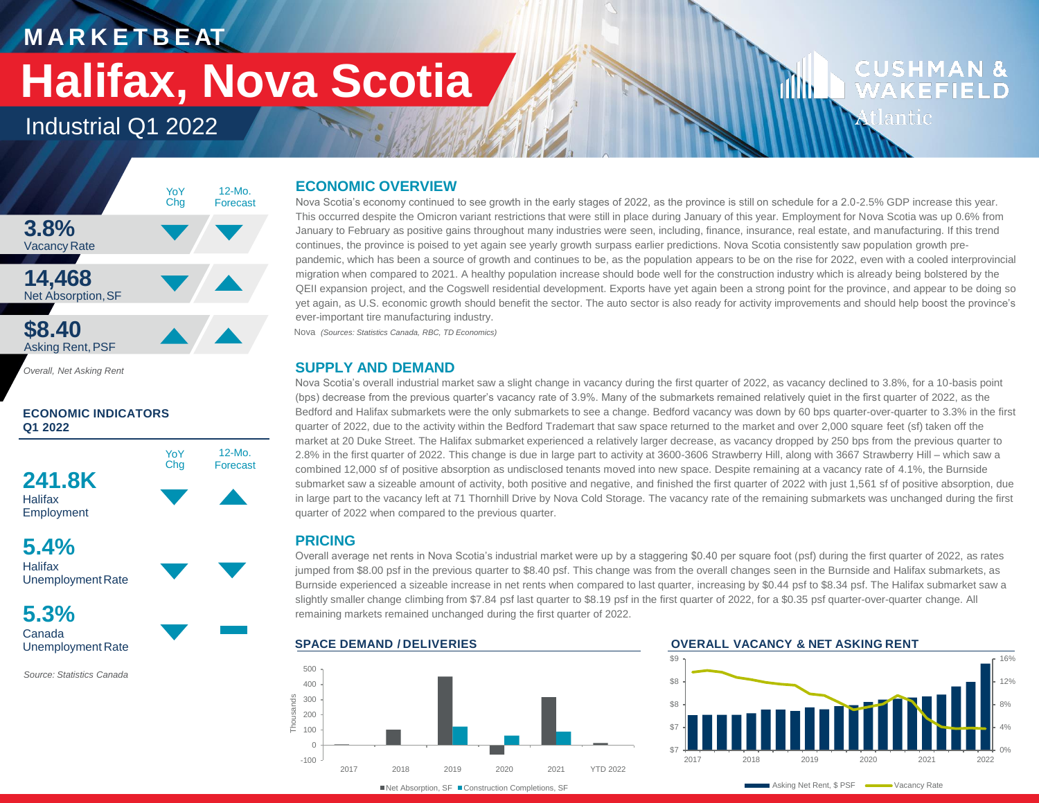# MARKETBEAT

# Halifax, Nova Scotia

## Industrial Q1 2022

CUSHMAN & WAKEFIELD Atlantic

| | YoY Chg | 12-Mo. Forecast |
|---|---|---|
| **3.8%** Vacancy Rate | ▼ | ▼ |
| **14,468** Net Absorption, SF | ▼ | ▲ |
| **$8.40** Asking Rent, PSF | ▲ | ▲ |

*Overall, Net Asking Rent*

### ECONOMIC INDICATORS Q1 2022

| | YoY Chg | 12-Mo. Forecast |
|---|---|---|
| **241.8K** Halifax Employment | ▼ | ▲ |
| **5.4%** Halifax Unemployment Rate | ▼ | ▼ |
| **5.3%** Canada Unemployment Rate | ▼ | ▬ |

*Source: Statistics Canada*

## ECONOMIC OVERVIEW

Nova Scotia's economy continued to see growth in the early stages of 2022, as the province is still on schedule for a 2.0-2.5% GDP increase this year. This occurred despite the Omicron variant restrictions that were still in place during January of this year. Employment for Nova Scotia was up 0.6% from January to February as positive gains throughout many industries were seen, including, finance, insurance, real estate, and manufacturing. If this trend continues, the province is poised to yet again see yearly growth surpass earlier predictions. Nova Scotia consistently saw population growth pre-pandemic, which has been a source of growth and continues to be, as the population appears to be on the rise for 2022, even with a cooled interprovincial migration when compared to 2021. A healthy population increase should bode well for the construction industry which is already being bolstered by the QEII expansion project, and the Cogswell residential development. Exports have yet again been a strong point for the province, and appear to be doing so yet again, as U.S. economic growth should benefit the sector. The auto sector is also ready for activity improvements and should help boost the province's ever-important tire manufacturing industry.

Nova *(Sources: Statistics Canada, RBC, TD Economics)*

## SUPPLY AND DEMAND

Nova Scotia's overall industrial market saw a slight change in vacancy during the first quarter of 2022, as vacancy declined to 3.8%, for a 10-basis point (bps) decrease from the previous quarter's vacancy rate of 3.9%. Many of the submarkets remained relatively quiet in the first quarter of 2022, as the Bedford and Halifax submarkets were the only submarkets to see a change. Bedford vacancy was down by 60 bps quarter-over-quarter to 3.3% in the first quarter of 2022, due to the activity within the Bedford Trademart that saw space returned to the market and over 2,000 square feet (sf) taken off the market at 20 Duke Street. The Halifax submarket experienced a relatively larger decrease, as vacancy dropped by 250 bps from the previous quarter to 2.8% in the first quarter of 2022. This change is due in large part to activity at 3600-3606 Strawberry Hill, along with 3667 Strawberry Hill – which saw a combined 12,000 sf of positive absorption as undisclosed tenants moved into new space. Despite remaining at a vacancy rate of 4.1%, the Burnside submarket saw a sizeable amount of activity, both positive and negative, and finished the first quarter of 2022 with just 1,561 sf of positive absorption, due in large part to the vacancy left at 71 Thornhill Drive by Nova Cold Storage. The vacancy rate of the remaining submarkets was unchanged during the first quarter of 2022 when compared to the previous quarter.

## PRICING

Overall average net rents in Nova Scotia's industrial market were up by a staggering $0.40 per square foot (psf) during the first quarter of 2022, as rates jumped from $8.00 psf in the previous quarter to $8.40 psf. This change was from the overall changes seen in the Burnside and Halifax submarkets, as Burnside experienced a sizeable increase in net rents when compared to last quarter, increasing by $0.44 psf to $8.34 psf. The Halifax submarket saw a slightly smaller change climbing from $7.84 psf last quarter to $8.19 psf in the first quarter of 2022, for a $0.35 psf quarter-over-quarter change. All remaining markets remained unchanged during the first quarter of 2022.

### SPACE DEMAND / DELIVERIES

■ Net Absorption, SF ■ Construction Completions, SF

### OVERALL VACANCY & NET ASKING RENT

Asking Net Rent, $ PSF — Vacancy Rate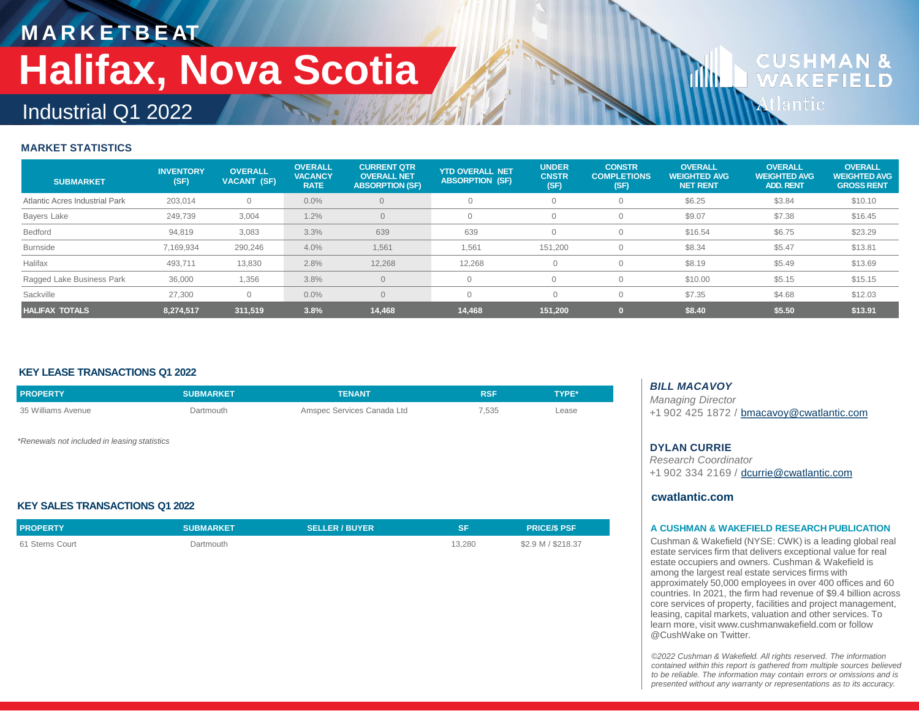**MARKETBEAT**

# Halifax, Nova Scotia

Industrial Q1 2022

CUSHMAN & WAKEFIELD Atlantic

## MARKET STATISTICS

| SUBMARKET | INVENTORY (SF) | OVERALL VACANT (SF) | OVERALL VACANCY RATE | CURRENT QTR OVERALL NET ABSORPTION (SF) | YTD OVERALL NET ABSORPTION (SF) | UNDER CNSTR (SF) | CONSTR COMPLETIONS (SF) | OVERALL WEIGHTED AVG NET RENT | OVERALL WEIGHTED AVG ADD. RENT | OVERALL WEIGHTED AVG GROSS RENT |
|---|---|---|---|---|---|---|---|---|---|---|
| Atlantic Acres Industrial Park | 203,014 | 0 | 0.0% | 0 | 0 | 0 | 0 | $6.25 | $3.84 | $10.10 |
| Bayers Lake | 249,739 | 3,004 | 1.2% | 0 | 0 | 0 | 0 | $9.07 | $7.38 | $16.45 |
| Bedford | 94,819 | 3,083 | 3.3% | 639 | 639 | 0 | 0 | $16.54 | $6.75 | $23.29 |
| Burnside | 7,169,934 | 290,246 | 4.0% | 1,561 | 1,561 | 151,200 | 0 | $8.34 | $5.47 | $13.81 |
| Halifax | 493,711 | 13,830 | 2.8% | 12,268 | 12,268 | 0 | 0 | $8.19 | $5.49 | $13.69 |
| Ragged Lake Business Park | 36,000 | 1,356 | 3.8% | 0 | 0 | 0 | 0 | $10.00 | $5.15 | $15.15 |
| Sackville | 27,300 | 0 | 0.0% | 0 | 0 | 0 | 0 | $7.35 | $4.68 | $12.03 |
| **HALIFAX TOTALS** | **8,274,517** | **311,519** | **3.8%** | **14,468** | **14,468** | **151,200** | **0** | **$8.40** | **$5.50** | **$13.91** |

## KEY LEASE TRANSACTIONS Q1 2022

| PROPERTY | SUBMARKET | TENANT | RSF | TYPE* |
|---|---|---|---|---|
| 35 Williams Avenue | Dartmouth | Amspec Services Canada Ltd | 7,535 | Lease |

*Renewals not included in leasing statistics

## KEY SALES TRANSACTIONS Q1 2022

| PROPERTY | SUBMARKET | SELLER / BUYER | SF | PRICE/$ PSF |
|---|---|---|---|---|
| 61 Sterns Court | Dartmouth | | 13,280 | $2.9 M / $218.37 |

***BILL MACAVOY***
*Managing Director*
+1 902 425 1872 / bmacavoy@cwatlantic.com

**DYLAN CURRIE**
*Research Coordinator*
+1 902 334 2169 / dcurrie@cwatlantic.com

**cwatlantic.com**

**A CUSHMAN & WAKEFIELD RESEARCH PUBLICATION**

Cushman & Wakefield (NYSE: CWK) is a leading global real estate services firm that delivers exceptional value for real estate occupiers and owners. Cushman & Wakefield is among the largest real estate services firms with approximately 50,000 employees in over 400 offices and 60 countries. In 2021, the firm had revenue of $9.4 billion across core services of property, facilities and project management, leasing, capital markets, valuation and other services. To learn more, visit www.cushmanwakefield.com or follow @CushWake on Twitter.

*©2022 Cushman & Wakefield. All rights reserved. The information contained within this report is gathered from multiple sources believed to be reliable. The information may contain errors or omissions and is presented without any warranty or representations as to its accuracy.*